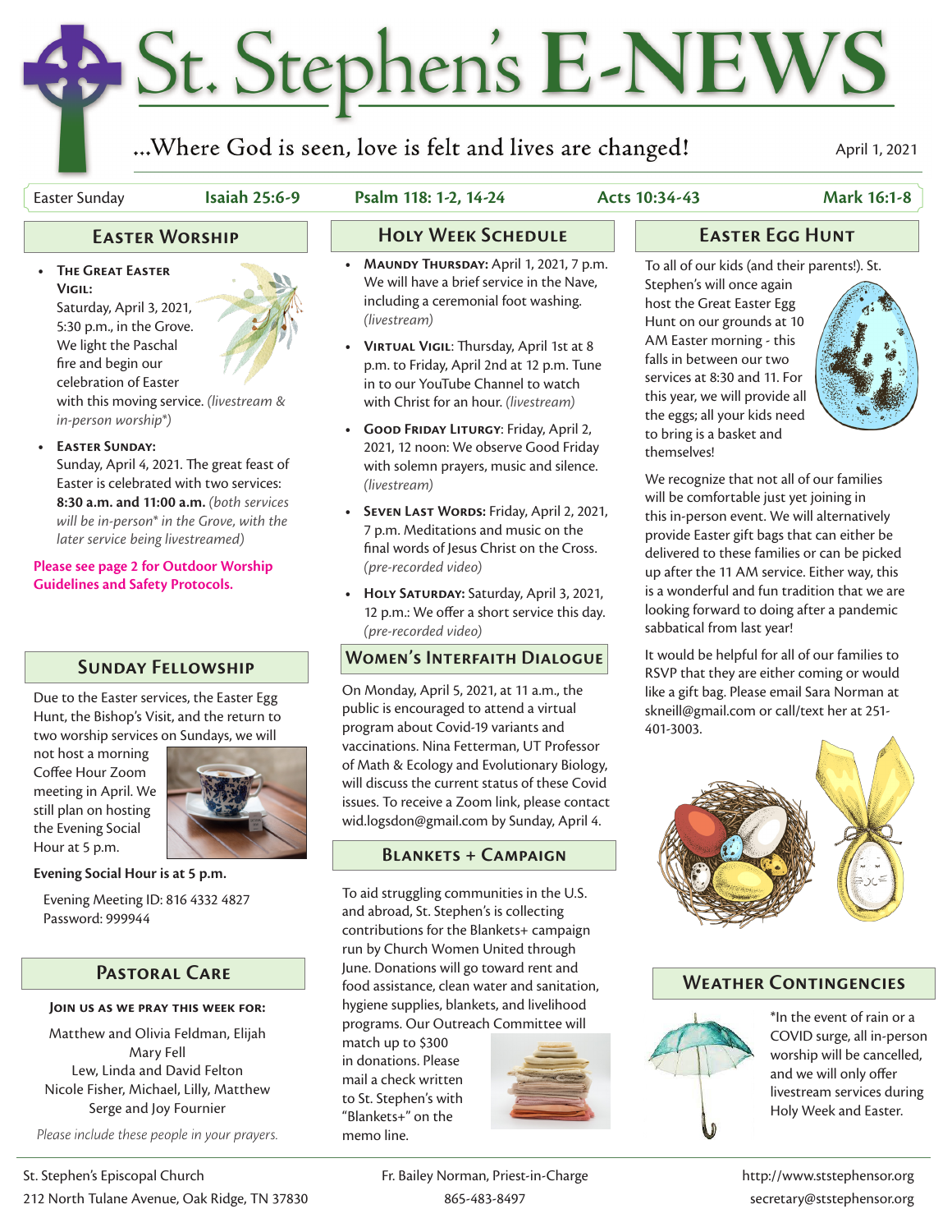# St. Stephen's E-NEWS

...Where God is seen, love is felt and lives are changed!

April 1, 2021

Easter Sunday | **Isaiah 25:6-9** | **Psalm 118: 1-2, 14-24** | **Acts 10:34-43** | **Mark 16:1-8**

## Easter Worship

- **The Great Easter Vigil:** Saturday, April 3, 2021, 5:30 p.m., in the Grove. We light the Paschal fire and begin our celebration of Easter with this moving service. *(livestream & in-person worship\*)*
- **Easter Sunday:** Sunday, April 4, 2021. The great feast of Easter is celebrated with two services: **8:30 a.m. and 11:00 a.m.** *(both services will be in-person\* in the Grove, with the later service being livestreamed)*

**Please see page 2 for Outdoor Worship Guidelines and Safety Protocols.**

## Sunday Fellowship

Due to the Easter services, the Easter Egg Hunt, the Bishop's Visit, and the return to two worship services on Sundays, we will not host a morning Coffee Hour Zoom meeting in April. We still plan on hosting the Evening Social Hour at 5 p.m.

**Evening Social Hour is at 5 p.m.**

Evening Meeting ID: 816 4332 4827
Password: 999944

## Pastoral Care

**Join us as we pray this week for:**

Matthew and Olivia Feldman, Elijah
Mary Fell
Lew, Linda and David Felton
Nicole Fisher, Michael, Lilly, Matthew
Serge and Joy Fournier

*Please include these people in your prayers.*

## Holy Week Schedule

- **Maundy Thursday:** April 1, 2021, 7 p.m. We will have a brief service in the Nave, including a ceremonial foot washing. *(livestream)*
- **Virtual Vigil:** Thursday, April 1st at 8 p.m. to Friday, April 2nd at 12 p.m. Tune in to our YouTube Channel to watch with Christ for an hour. *(livestream)*
- **Good Friday Liturgy:** Friday, April 2, 2021, 12 noon: We observe Good Friday with solemn prayers, music and silence. *(livestream)*
- **Seven Last Words:** Friday, April 2, 2021, 7 p.m. Meditations and music on the final words of Jesus Christ on the Cross. *(pre-recorded video)*
- **Holy Saturday:** Saturday, April 3, 2021, 12 p.m.: We offer a short service this day. *(pre-recorded video)*

## Women's Interfaith Dialogue

On Monday, April 5, 2021, at 11 a.m., the public is encouraged to attend a virtual program about Covid-19 variants and vaccinations. Nina Fetterman, UT Professor of Math & Ecology and Evolutionary Biology, will discuss the current status of these Covid issues. To receive a Zoom link, please contact wid.logsdon@gmail.com by Sunday, April 4.

## Blankets + Campaign

To aid struggling communities in the U.S. and abroad, St. Stephen's is collecting contributions for the Blankets+ campaign run by Church Women United through June. Donations will go toward rent and food assistance, clean water and sanitation, hygiene supplies, blankets, and livelihood programs. Our Outreach Committee will match up to $300 in donations. Please mail a check written to St. Stephen's with "Blankets+" on the memo line.

## Easter Egg Hunt

To all of our kids (and their parents!). St. Stephen's will once again host the Great Easter Egg Hunt on our grounds at 10 AM Easter morning - this falls in between our two services at 8:30 and 11. For this year, we will provide all the eggs; all your kids need to bring is a basket and themselves!

We recognize that not all of our families will be comfortable just yet joining in this in-person event. We will alternatively provide Easter gift bags that can either be delivered to these families or can be picked up after the 11 AM service. Either way, this is a wonderful and fun tradition that we are looking forward to doing after a pandemic sabbatical from last year!

It would be helpful for all of our families to RSVP that they are either coming or would like a gift bag. Please email Sara Norman at skneill@gmail.com or call/text her at 251-401-3003.

## Weather Contingencies

\*In the event of rain or a COVID surge, all in-person worship will be cancelled, and we will only offer livestream services during Holy Week and Easter.

St. Stephen's Episcopal Church
212 North Tulane Avenue, Oak Ridge, TN 37830

Fr. Bailey Norman, Priest-in-Charge
865-483-8497

http://www.ststephensor.org
secretary@ststephensor.org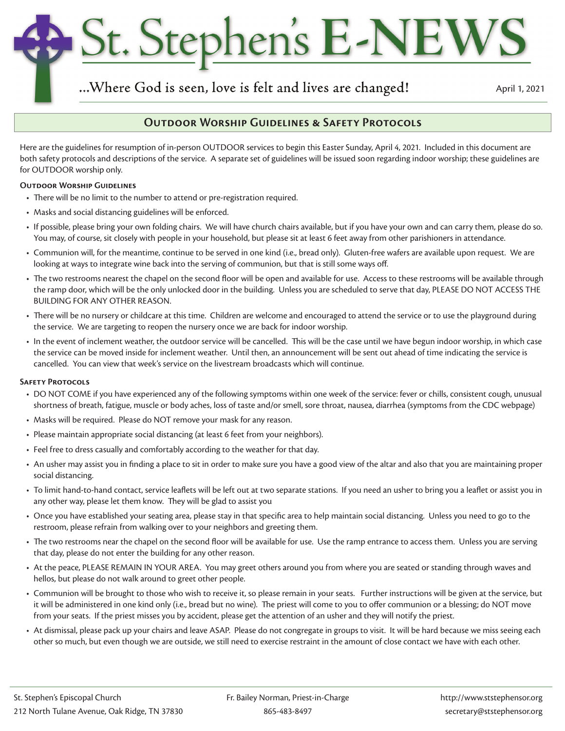# St. Stephen's E-NEWS

...Where God is seen, love is felt and lives are changed!

April 1, 2021

## Outdoor Worship Guidelines & Safety Protocols

Here are the guidelines for resumption of in-person OUTDOOR services to begin this Easter Sunday, April 4, 2021. Included in this document are both safety protocols and descriptions of the service. A separate set of guidelines will be issued soon regarding indoor worship; these guidelines are for OUTDOOR worship only.

### Outdoor Worship Guidelines

- There will be no limit to the number to attend or pre-registration required.
- Masks and social distancing guidelines will be enforced.
- If possible, please bring your own folding chairs. We will have church chairs available, but if you have your own and can carry them, please do so. You may, of course, sit closely with people in your household, but please sit at least 6 feet away from other parishioners in attendance.
- Communion will, for the meantime, continue to be served in one kind (i.e., bread only). Gluten-free wafers are available upon request. We are looking at ways to integrate wine back into the serving of communion, but that is still some ways off.
- The two restrooms nearest the chapel on the second floor will be open and available for use. Access to these restrooms will be available through the ramp door, which will be the only unlocked door in the building. Unless you are scheduled to serve that day, PLEASE DO NOT ACCESS THE BUILDING FOR ANY OTHER REASON.
- There will be no nursery or childcare at this time. Children are welcome and encouraged to attend the service or to use the playground during the service. We are targeting to reopen the nursery once we are back for indoor worship.
- In the event of inclement weather, the outdoor service will be cancelled. This will be the case until we have begun indoor worship, in which case the service can be moved inside for inclement weather. Until then, an announcement will be sent out ahead of time indicating the service is cancelled. You can view that week's service on the livestream broadcasts which will continue.

### Safety Protocols

- DO NOT COME if you have experienced any of the following symptoms within one week of the service: fever or chills, consistent cough, unusual shortness of breath, fatigue, muscle or body aches, loss of taste and/or smell, sore throat, nausea, diarrhea (symptoms from the CDC webpage)
- Masks will be required. Please do NOT remove your mask for any reason.
- Please maintain appropriate social distancing (at least 6 feet from your neighbors).
- Feel free to dress casually and comfortably according to the weather for that day.
- An usher may assist you in finding a place to sit in order to make sure you have a good view of the altar and also that you are maintaining proper social distancing.
- To limit hand-to-hand contact, service leaflets will be left out at two separate stations. If you need an usher to bring you a leaflet or assist you in any other way, please let them know. They will be glad to assist you
- Once you have established your seating area, please stay in that specific area to help maintain social distancing. Unless you need to go to the restroom, please refrain from walking over to your neighbors and greeting them.
- The two restrooms near the chapel on the second floor will be available for use. Use the ramp entrance to access them. Unless you are serving that day, please do not enter the building for any other reason.
- At the peace, PLEASE REMAIN IN YOUR AREA. You may greet others around you from where you are seated or standing through waves and hellos, but please do not walk around to greet other people.
- Communion will be brought to those who wish to receive it, so please remain in your seats. Further instructions will be given at the service, but it will be administered in one kind only (i.e., bread but no wine). The priest will come to you to offer communion or a blessing; do NOT move from your seats. If the priest misses you by accident, please get the attention of an usher and they will notify the priest.
- At dismissal, please pack up your chairs and leave ASAP. Please do not congregate in groups to visit. It will be hard because we miss seeing each other so much, but even though we are outside, we still need to exercise restraint in the amount of close contact we have with each other.

St. Stephen's Episcopal Church
212 North Tulane Avenue, Oak Ridge, TN 37830

Fr. Bailey Norman, Priest-in-Charge
865-483-8497

http://www.ststephensor.org
secretary@ststephensor.org